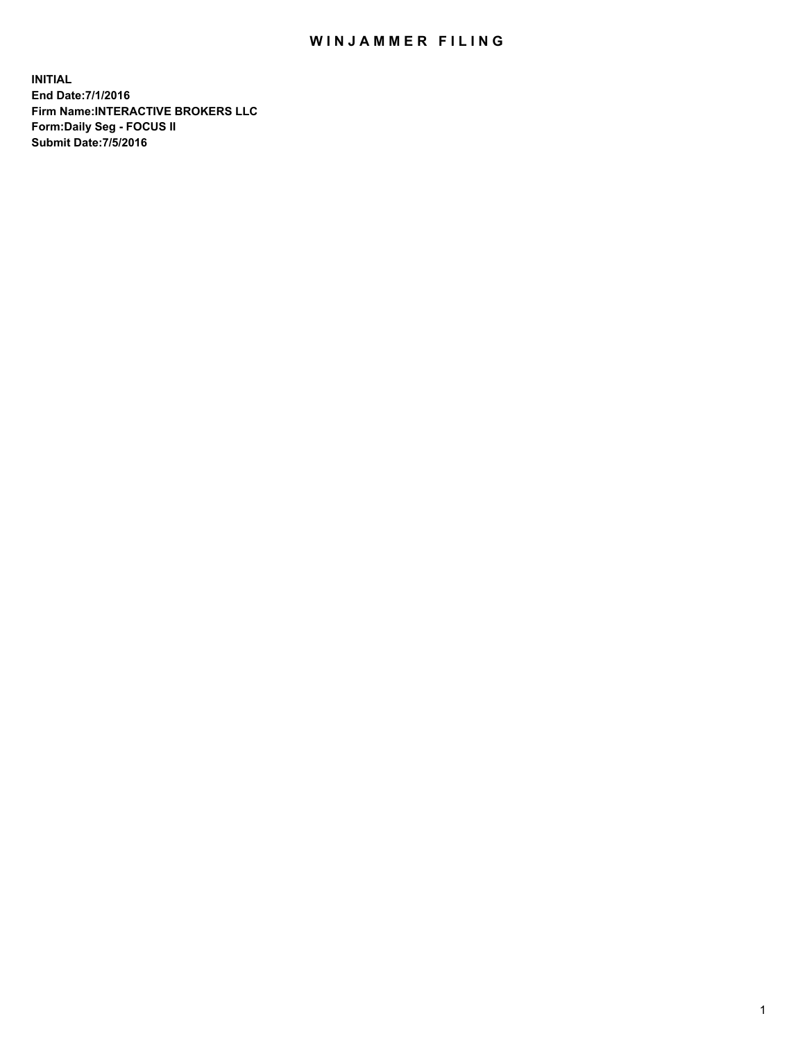# WINJAMMER FILING

**INITIAL**
**End Date:7/1/2016**
**Firm Name:INTERACTIVE BROKERS LLC**
**Form:Daily Seg - FOCUS II**
**Submit Date:7/5/2016**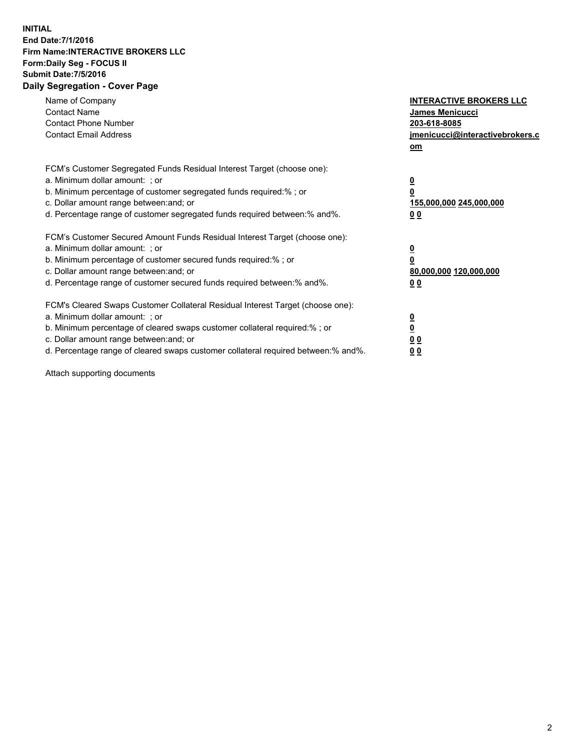**INITIAL**
**End Date:7/1/2016**
**Firm Name:INTERACTIVE BROKERS LLC**
**Form:Daily Seg - FOCUS II**
**Submit Date:7/5/2016**

## Daily Segregation - Cover Page

| | |
|---|---|
| Name of Company | **INTERACTIVE BROKERS LLC** |
| Contact Name | **James Menicucci** |
| Contact Phone Number | **203-618-8085** |
| Contact Email Address | **jmenicucci@interactivebrokers.com** |

| | |
|---|---|
| FCM's Customer Segregated Funds Residual Interest Target (choose one): | |
| a. Minimum dollar amount: ; or | **0** |
| b. Minimum percentage of customer segregated funds required:% ; or | **0** |
| c. Dollar amount range between:and; or | **155,000,000 245,000,000** |
| d. Percentage range of customer segregated funds required between:% and%. | **0 0** |

| | |
|---|---|
| FCM's Customer Secured Amount Funds Residual Interest Target (choose one): | |
| a. Minimum dollar amount: ; or | **0** |
| b. Minimum percentage of customer secured funds required:% ; or | **0** |
| c. Dollar amount range between:and; or | **80,000,000 120,000,000** |
| d. Percentage range of customer secured funds required between:% and%. | **0 0** |

| | |
|---|---|
| FCM's Cleared Swaps Customer Collateral Residual Interest Target (choose one): | |
| a. Minimum dollar amount: ; or | **0** |
| b. Minimum percentage of cleared swaps customer collateral required:% ; or | **0** |
| c. Dollar amount range between:and; or | **0 0** |
| d. Percentage range of cleared swaps customer collateral required between:% and%. | **0 0** |

Attach supporting documents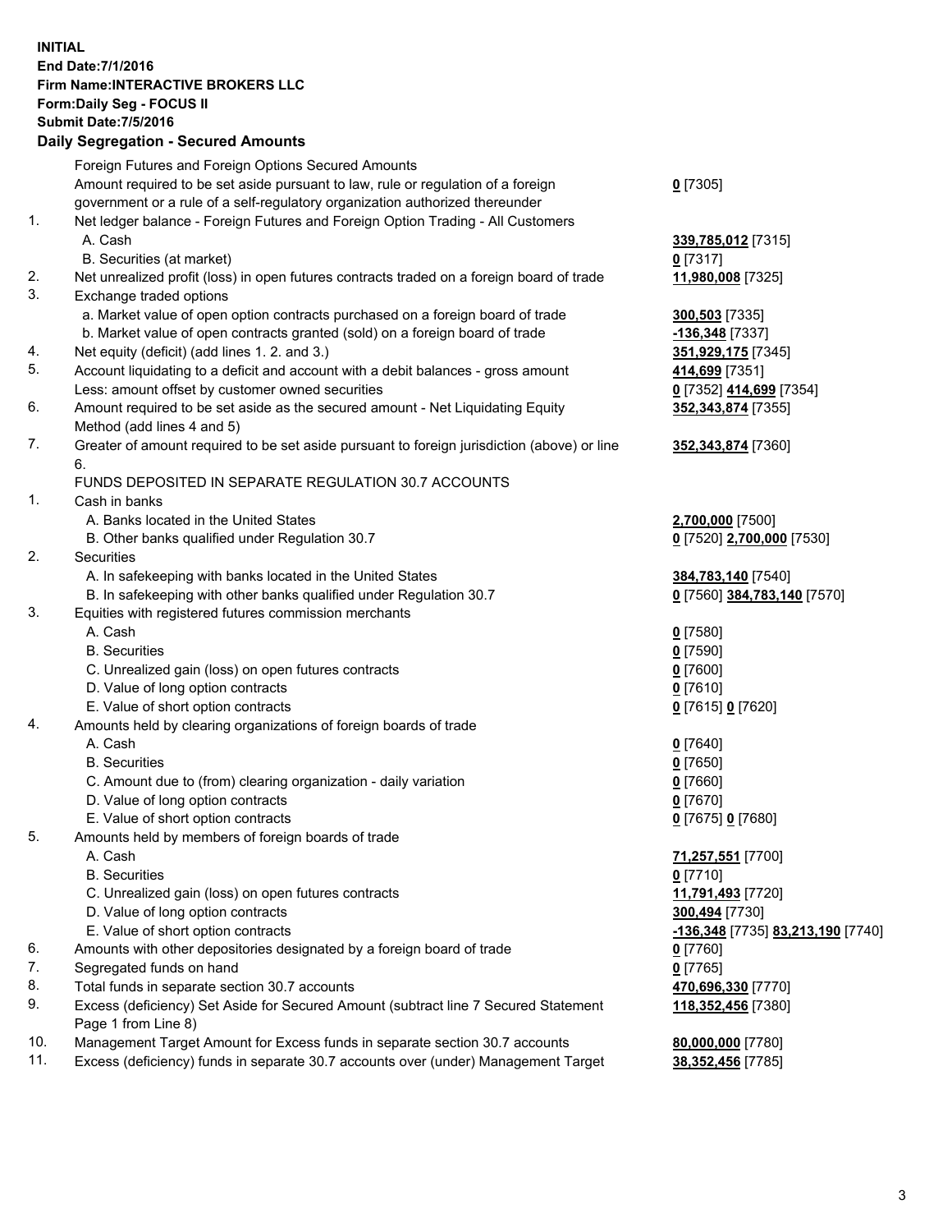**INITIAL**
**End Date:7/1/2016**
**Firm Name:INTERACTIVE BROKERS LLC**
**Form:Daily Seg - FOCUS II**
**Submit Date:7/5/2016**

## Daily Segregation - Secured Amounts

| | | |
|---|---|---|
| | Foreign Futures and Foreign Options Secured Amounts | |
| | Amount required to be set aside pursuant to law, rule or regulation of a foreign government or a rule of a self-regulatory organization authorized thereunder | **0** [7305] |
| 1. | Net ledger balance - Foreign Futures and Foreign Option Trading - All Customers | |
| | A. Cash | **339,785,012** [7315] |
| | B. Securities (at market) | **0** [7317] |
| 2. | Net unrealized profit (loss) in open futures contracts traded on a foreign board of trade | **11,980,008** [7325] |
| 3. | Exchange traded options | |
| | a. Market value of open option contracts purchased on a foreign board of trade | **300,503** [7335] |
| | b. Market value of open contracts granted (sold) on a foreign board of trade | **-136,348** [7337] |
| 4. | Net equity (deficit) (add lines 1. 2. and 3.) | **351,929,175** [7345] |
| 5. | Account liquidating to a deficit and account with a debit balances - gross amount | **414,699** [7351] |
| | Less: amount offset by customer owned securities | **0** [7352] **414,699** [7354] |
| 6. | Amount required to be set aside as the secured amount - Net Liquidating Equity Method (add lines 4 and 5) | **352,343,874** [7355] |
| 7. | Greater of amount required to be set aside pursuant to foreign jurisdiction (above) or line 6. | **352,343,874** [7360] |
| | FUNDS DEPOSITED IN SEPARATE REGULATION 30.7 ACCOUNTS | |
| 1. | Cash in banks | |
| | A. Banks located in the United States | **2,700,000** [7500] |
| | B. Other banks qualified under Regulation 30.7 | **0** [7520] **2,700,000** [7530] |
| 2. | Securities | |
| | A. In safekeeping with banks located in the United States | **384,783,140** [7540] |
| | B. In safekeeping with other banks qualified under Regulation 30.7 | **0** [7560] **384,783,140** [7570] |
| 3. | Equities with registered futures commission merchants | |
| | A. Cash | **0** [7580] |
| | B. Securities | **0** [7590] |
| | C. Unrealized gain (loss) on open futures contracts | **0** [7600] |
| | D. Value of long option contracts | **0** [7610] |
| | E. Value of short option contracts | **0** [7615] **0** [7620] |
| 4. | Amounts held by clearing organizations of foreign boards of trade | |
| | A. Cash | **0** [7640] |
| | B. Securities | **0** [7650] |
| | C. Amount due to (from) clearing organization - daily variation | **0** [7660] |
| | D. Value of long option contracts | **0** [7670] |
| | E. Value of short option contracts | **0** [7675] **0** [7680] |
| 5. | Amounts held by members of foreign boards of trade | |
| | A. Cash | **71,257,551** [7700] |
| | B. Securities | **0** [7710] |
| | C. Unrealized gain (loss) on open futures contracts | **11,791,493** [7720] |
| | D. Value of long option contracts | **300,494** [7730] |
| | E. Value of short option contracts | **-136,348** [7735] **83,213,190** [7740] |
| 6. | Amounts with other depositories designated by a foreign board of trade | **0** [7760] |
| 7. | Segregated funds on hand | **0** [7765] |
| 8. | Total funds in separate section 30.7 accounts | **470,696,330** [7770] |
| 9. | Excess (deficiency) Set Aside for Secured Amount (subtract line 7 Secured Statement Page 1 from Line 8) | **118,352,456** [7380] |
| 10. | Management Target Amount for Excess funds in separate section 30.7 accounts | **80,000,000** [7780] |
| 11. | Excess (deficiency) funds in separate 30.7 accounts over (under) Management Target | **38,352,456** [7785] |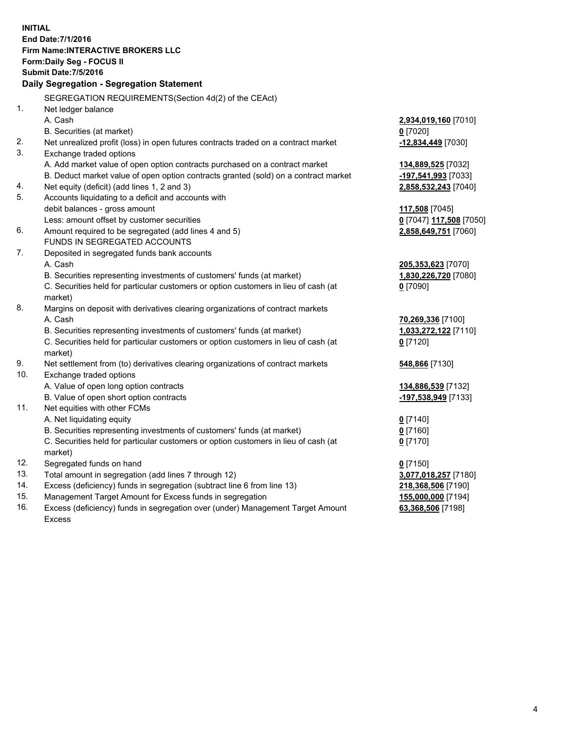**INITIAL**
**End Date:7/1/2016**
**Firm Name:INTERACTIVE BROKERS LLC**
**Form:Daily Seg - FOCUS II**
**Submit Date:7/5/2016**

**Daily Segregation - Segregation Statement**

| | | |
|---|---|---|
| | SEGREGATION REQUIREMENTS(Section 4d(2) of the CEAct) | |
| 1. | Net ledger balance | |
| | A. Cash | **2,934,019,160** [7010] |
| | B. Securities (at market) | **0** [7020] |
| 2. | Net unrealized profit (loss) in open futures contracts traded on a contract market | **-12,834,449** [7030] |
| 3. | Exchange traded options | |
| | A. Add market value of open option contracts purchased on a contract market | **134,889,525** [7032] |
| | B. Deduct market value of open option contracts granted (sold) on a contract market | **-197,541,993** [7033] |
| 4. | Net equity (deficit) (add lines 1, 2 and 3) | **2,858,532,243** [7040] |
| 5. | Accounts liquidating to a deficit and accounts with debit balances - gross amount | **117,508** [7045] |
| | Less: amount offset by customer securities | **0** [7047] **117,508** [7050] |
| 6. | Amount required to be segregated (add lines 4 and 5) | **2,858,649,751** [7060] |
| | FUNDS IN SEGREGATED ACCOUNTS | |
| 7. | Deposited in segregated funds bank accounts | |
| | A. Cash | **205,353,623** [7070] |
| | B. Securities representing investments of customers' funds (at market) | **1,830,226,720** [7080] |
| | C. Securities held for particular customers or option customers in lieu of cash (at market) | **0** [7090] |
| 8. | Margins on deposit with derivatives clearing organizations of contract markets | |
| | A. Cash | **70,269,336** [7100] |
| | B. Securities representing investments of customers' funds (at market) | **1,033,272,122** [7110] |
| | C. Securities held for particular customers or option customers in lieu of cash (at market) | **0** [7120] |
| 9. | Net settlement from (to) derivatives clearing organizations of contract markets | **548,866** [7130] |
| 10. | Exchange traded options | |
| | A. Value of open long option contracts | **134,886,539** [7132] |
| | B. Value of open short option contracts | **-197,538,949** [7133] |
| 11. | Net equities with other FCMs | |
| | A. Net liquidating equity | **0** [7140] |
| | B. Securities representing investments of customers' funds (at market) | **0** [7160] |
| | C. Securities held for particular customers or option customers in lieu of cash (at market) | **0** [7170] |
| 12. | Segregated funds on hand | **0** [7150] |
| 13. | Total amount in segregation (add lines 7 through 12) | **3,077,018,257** [7180] |
| 14. | Excess (deficiency) funds in segregation (subtract line 6 from line 13) | **218,368,506** [7190] |
| 15. | Management Target Amount for Excess funds in segregation | **155,000,000** [7194] |
| 16. | Excess (deficiency) funds in segregation over (under) Management Target Amount Excess | **63,368,506** [7198] |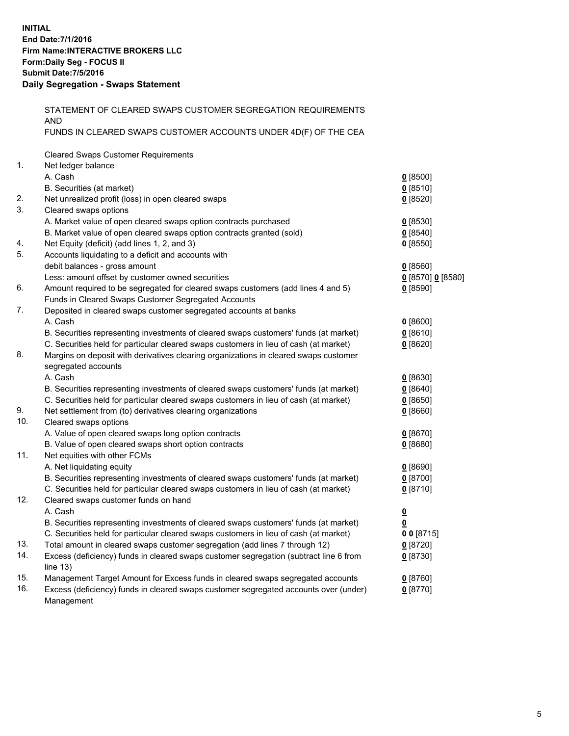**INITIAL**
**End Date:7/1/2016**
**Firm Name:INTERACTIVE BROKERS LLC**
**Form:Daily Seg - FOCUS II**
**Submit Date:7/5/2016**
**Daily Segregation - Swaps Statement**

STATEMENT OF CLEARED SWAPS CUSTOMER SEGREGATION REQUIREMENTS AND FUNDS IN CLEARED SWAPS CUSTOMER ACCOUNTS UNDER 4D(F) OF THE CEA

| | | |
|---|---|---|
| | Cleared Swaps Customer Requirements | |
| 1. | Net ledger balance | |
| | A. Cash | 0 [8500] |
| | B. Securities (at market) | 0 [8510] |
| 2. | Net unrealized profit (loss) in open cleared swaps | 0 [8520] |
| 3. | Cleared swaps options | |
| | A. Market value of open cleared swaps option contracts purchased | 0 [8530] |
| | B. Market value of open cleared swaps option contracts granted (sold) | 0 [8540] |
| 4. | Net Equity (deficit) (add lines 1, 2, and 3) | 0 [8550] |
| 5. | Accounts liquidating to a deficit and accounts with | |
| | debit balances - gross amount | 0 [8560] |
| | Less: amount offset by customer owned securities | 0 [8570] 0 [8580] |
| 6. | Amount required to be segregated for cleared swaps customers (add lines 4 and 5) | 0 [8590] |
| | Funds in Cleared Swaps Customer Segregated Accounts | |
| 7. | Deposited in cleared swaps customer segregated accounts at banks | |
| | A. Cash | 0 [8600] |
| | B. Securities representing investments of cleared swaps customers' funds (at market) | 0 [8610] |
| | C. Securities held for particular cleared swaps customers in lieu of cash (at market) | 0 [8620] |
| 8. | Margins on deposit with derivatives clearing organizations in cleared swaps customer segregated accounts | |
| | A. Cash | 0 [8630] |
| | B. Securities representing investments of cleared swaps customers' funds (at market) | 0 [8640] |
| | C. Securities held for particular cleared swaps customers in lieu of cash (at market) | 0 [8650] |
| 9. | Net settlement from (to) derivatives clearing organizations | 0 [8660] |
| 10. | Cleared swaps options | |
| | A. Value of open cleared swaps long option contracts | 0 [8670] |
| | B. Value of open cleared swaps short option contracts | 0 [8680] |
| 11. | Net equities with other FCMs | |
| | A. Net liquidating equity | 0 [8690] |
| | B. Securities representing investments of cleared swaps customers' funds (at market) | 0 [8700] |
| | C. Securities held for particular cleared swaps customers in lieu of cash (at market) | 0 [8710] |
| 12. | Cleared swaps customer funds on hand | |
| | A. Cash | 0 |
| | B. Securities representing investments of cleared swaps customers' funds (at market) | 0 |
| | C. Securities held for particular cleared swaps customers in lieu of cash (at market) | 0 0 [8715] |
| 13. | Total amount in cleared swaps customer segregation (add lines 7 through 12) | 0 [8720] |
| 14. | Excess (deficiency) funds in cleared swaps customer segregation (subtract line 6 from line 13) | 0 [8730] |
| 15. | Management Target Amount for Excess funds in cleared swaps segregated accounts | 0 [8760] |
| 16. | Excess (deficiency) funds in cleared swaps customer segregated accounts over (under) Management | 0 [8770] |